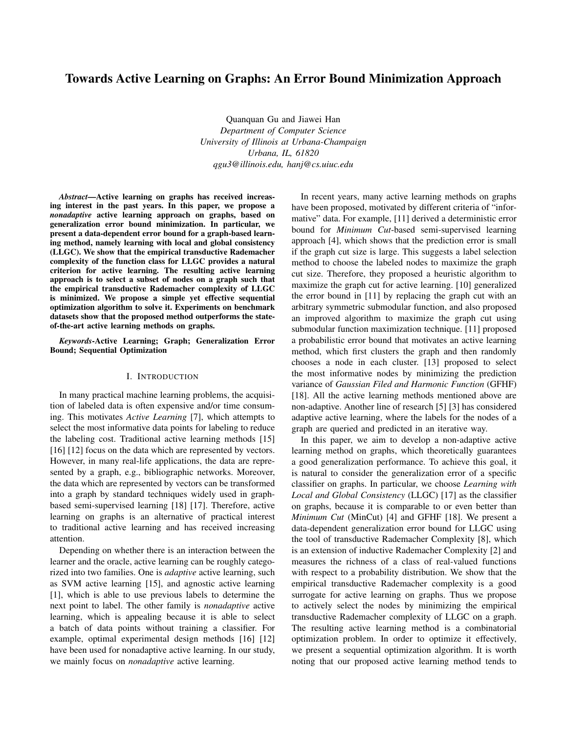# Towards Active Learning on Graphs: An Error Bound Minimization Approach

Quanquan Gu and Jiawei Han

*Department of Computer Science*
*University of Illinois at Urbana-Champaign*
*Urbana, IL, 61820*
*qgu3@illinois.edu, hanj@cs.uiuc.edu*

***Abstract*—Active learning on graphs has received increasing interest in the past years. In this paper, we propose a *nonadaptive* active learning approach on graphs, based on generalization error bound minimization. In particular, we present a data-dependent error bound for a graph-based learning method, namely learning with local and global consistency (LLGC). We show that the empirical transductive Rademacher complexity of the function class for LLGC provides a natural criterion for active learning. The resulting active learning approach is to select a subset of nodes on a graph such that the empirical transductive Rademacher complexity of LLGC is minimized. We propose a simple yet effective sequential optimization algorithm to solve it. Experiments on benchmark datasets show that the proposed method outperforms the state-of-the-art active learning methods on graphs.**

***Keywords*-Active Learning; Graph; Generalization Error Bound; Sequential Optimization**

## I. Introduction

In many practical machine learning problems, the acquisition of labeled data is often expensive and/or time consuming. This motivates *Active Learning* [7], which attempts to select the most informative data points for labeling to reduce the labeling cost. Traditional active learning methods [15] [16] [12] focus on the data which are represented by vectors. However, in many real-life applications, the data are represented by a graph, e.g., bibliographic networks. Moreover, the data which are represented by vectors can be transformed into a graph by standard techniques widely used in graph-based semi-supervised learning [18] [17]. Therefore, active learning on graphs is an alternative of practical interest to traditional active learning and has received increasing attention.

Depending on whether there is an interaction between the learner and the oracle, active learning can be roughly categorized into two families. One is *adaptive* active learning, such as SVM active learning [15], and agnostic active learning [1], which is able to use previous labels to determine the next point to label. The other family is *nonadaptive* active learning, which is appealing because it is able to select a batch of data points without training a classifier. For example, optimal experimental design methods [16] [12] have been used for nonadaptive active learning. In our study, we mainly focus on *nonadaptive* active learning.

In recent years, many active learning methods on graphs have been proposed, motivated by different criteria of "informative" data. For example, [11] derived a deterministic error bound for *Minimum Cut*-based semi-supervised learning approach [4], which shows that the prediction error is small if the graph cut size is large. This suggests a label selection method to choose the labeled nodes to maximize the graph cut size. Therefore, they proposed a heuristic algorithm to maximize the graph cut for active learning. [10] generalized the error bound in [11] by replacing the graph cut with an arbitrary symmetric submodular function, and also proposed an improved algorithm to maximize the graph cut using submodular function maximization technique. [11] proposed a probabilistic error bound that motivates an active learning method, which first clusters the graph and then randomly chooses a node in each cluster. [13] proposed to select the most informative nodes by minimizing the prediction variance of *Gaussian Filed and Harmonic Function* (GFHF) [18]. All the active learning methods mentioned above are non-adaptive. Another line of research [5] [3] has considered adaptive active learning, where the labels for the nodes of a graph are queried and predicted in an iterative way.

In this paper, we aim to develop a non-adaptive active learning method on graphs, which theoretically guarantees a good generalization performance. To achieve this goal, it is natural to consider the generalization error of a specific classifier on graphs. In particular, we choose *Learning with Local and Global Consistency* (LLGC) [17] as the classifier on graphs, because it is comparable to or even better than *Minimum Cut* (MinCut) [4] and GFHF [18]. We present a data-dependent generalization error bound for LLGC using the tool of transductive Rademacher Complexity [8], which is an extension of inductive Rademacher Complexity [2] and measures the richness of a class of real-valued functions with respect to a probability distribution. We show that the empirical transductive Rademacher complexity is a good surrogate for active learning on graphs. Thus we propose to actively select the nodes by minimizing the empirical transductive Rademacher complexity of LLGC on a graph. The resulting active learning method is a combinatorial optimization problem. In order to optimize it effectively, we present a sequential optimization algorithm. It is worth noting that our proposed active learning method tends to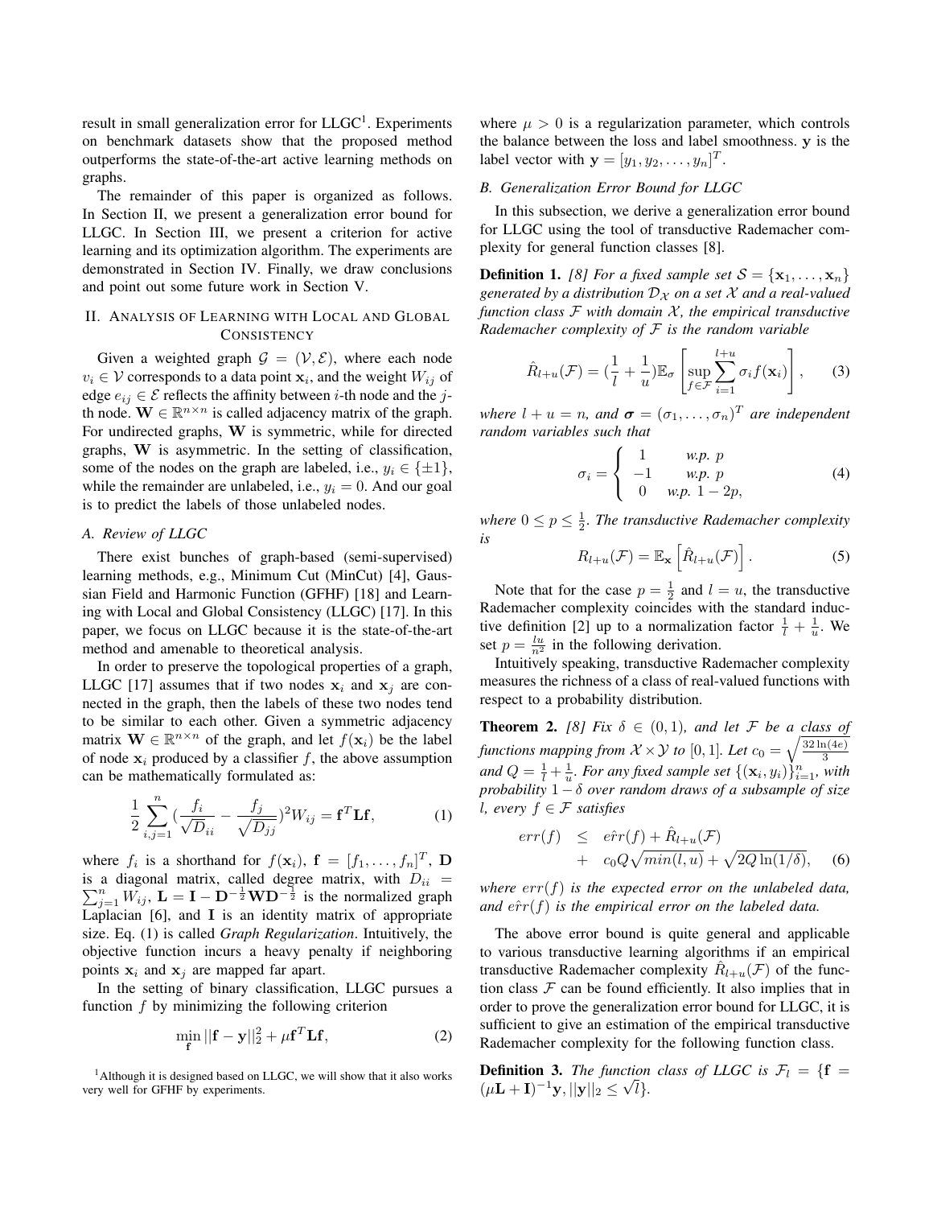result in small generalization error for LLGC[1]. Experiments on benchmark datasets show that the proposed method outperforms the state-of-the-art active learning methods on graphs.

The remainder of this paper is organized as follows. In Section II, we present a generalization error bound for LLGC. In Section III, we present a criterion for active learning and its optimization algorithm. The experiments are demonstrated in Section IV. Finally, we draw conclusions and point out some future work in Section V.

## II. Analysis of Learning with Local and Global Consistency

Given a weighted graph $\mathcal{G} = (\mathcal{V}, \mathcal{E})$, where each node $v_i \in \mathcal{V}$ corresponds to a data point $\mathbf{x}_i$, and the weight $W_{ij}$ of edge $e_{ij} \in \mathcal{E}$ reflects the affinity between $i$-th node and the $j$-th node. $\mathbf{W} \in \mathbb{R}^{n \times n}$ is called adjacency matrix of the graph. For undirected graphs, $\mathbf{W}$ is symmetric, while for directed graphs, $\mathbf{W}$ is asymmetric. In the setting of classification, some of the nodes on the graph are labeled, i.e., $y_i \in \{\pm 1\}$, while the remainder are unlabeled, i.e., $y_i = 0$. And our goal is to predict the labels of those unlabeled nodes.

### A. Review of LLGC

There exist bunches of graph-based (semi-supervised) learning methods, e.g., Minimum Cut (MinCut) [4], Gaussian Field and Harmonic Function (GFHF) [18] and Learning with Local and Global Consistency (LLGC) [17]. In this paper, we focus on LLGC because it is the state-of-the-art method and amenable to theoretical analysis.

In order to preserve the topological properties of a graph, LLGC [17] assumes that if two nodes $\mathbf{x}_i$ and $\mathbf{x}_j$ are connected in the graph, then the labels of these two nodes tend to be similar to each other. Given a symmetric adjacency matrix $\mathbf{W} \in \mathbb{R}^{n \times n}$ of the graph, and let $f(\mathbf{x}_i)$ be the label of node $\mathbf{x}_i$ produced by a classifier $f$, the above assumption can be mathematically formulated as:

$$\frac{1}{2} \sum_{i,j=1}^{n} \left(\frac{f_i}{\sqrt{D_{ii}}} - \frac{f_j}{\sqrt{D_{jj}}}\right)^2 W_{ij} = \mathbf{f}^T \mathbf{L} \mathbf{f}, \tag{1}$$

where $f_i$ is a shorthand for $f(\mathbf{x}_i)$, $\mathbf{f} = [f_1, \ldots, f_n]^T$, $\mathbf{D}$ is a diagonal matrix, called degree matrix, with $D_{ii} = \sum_{j=1}^{n} W_{ij}$, $\mathbf{L} = \mathbf{I} - \mathbf{D}^{-\frac{1}{2}} \mathbf{W} \mathbf{D}^{-\frac{1}{2}}$ is the normalized graph Laplacian [6], and $\mathbf{I}$ is an identity matrix of appropriate size. Eq. (1) is called *Graph Regularization*. Intuitively, the objective function incurs a heavy penalty if neighboring points $\mathbf{x}_i$ and $\mathbf{x}_j$ are mapped far apart.

In the setting of binary classification, LLGC pursues a function $f$ by minimizing the following criterion

$$\min_{\mathbf{f}} ||\mathbf{f} - \mathbf{y}||_2^2 + \mu \mathbf{f}^T \mathbf{L} \mathbf{f}, \tag{2}$$

where $\mu > 0$ is a regularization parameter, which controls the balance between the loss and label smoothness. $\mathbf{y}$ is the label vector with $\mathbf{y} = [y_1, y_2, \ldots, y_n]^T$.

### B. Generalization Error Bound for LLGC

In this subsection, we derive a generalization error bound for LLGC using the tool of transductive Rademacher complexity for general function classes [8].

**Definition 1.** *[8] For a fixed sample set $\mathcal{S} = \{\mathbf{x}_1, \ldots, \mathbf{x}_n\}$ generated by a distribution $\mathcal{D}_{\mathcal{X}}$ on a set $\mathcal{X}$ and a real-valued function class $\mathcal{F}$ with domain $\mathcal{X}$, the empirical transductive Rademacher complexity of $\mathcal{F}$ is the random variable*

$$\hat{R}_{l+u}(\mathcal{F}) = \left(\frac{1}{l} + \frac{1}{u}\right) \mathbb{E}_{\sigma} \left[ \sup_{f \in \mathcal{F}} \sum_{i=1}^{l+u} \sigma_i f(\mathbf{x}_i) \right], \tag{3}$$

*where $l + u = n$, and $\boldsymbol{\sigma} = (\sigma_1, \ldots, \sigma_n)^T$ are independent random variables such that*

$$\sigma_i = \begin{cases} 1 & w.p.\ p \\ -1 & w.p.\ p \\ 0 & w.p.\ 1 - 2p, \end{cases} \tag{4}$$

*where $0 \le p \le \frac{1}{2}$. The transductive Rademacher complexity is*

$$R_{l+u}(\mathcal{F}) = \mathbb{E}_{\mathbf{x}} \left[ \hat{R}_{l+u}(\mathcal{F}) \right]. \tag{5}$$

Note that for the case $p = \frac{1}{2}$ and $l = u$, the transductive Rademacher complexity coincides with the standard inductive definition [2] up to a normalization factor $\frac{1}{l} + \frac{1}{u}$. We set $p = \frac{lu}{n^2}$ in the following derivation.

Intuitively speaking, transductive Rademacher complexity measures the richness of a class of real-valued functions with respect to a probability distribution.

**Theorem 2.** *[8] Fix $\delta \in (0, 1)$, and let $\mathcal{F}$ be a class of functions mapping from $\mathcal{X} \times \mathcal{Y}$ to $[0, 1]$. Let $c_0 = \sqrt{\frac{32 \ln(4e)}{3}}$ and $Q = \frac{1}{l} + \frac{1}{u}$. For any fixed sample set $\{(\mathbf{x}_i, y_i)\}_{i=1}^{n}$, with probability $1 - \delta$ over random draws of a subsample of size $l$, every $f \in \mathcal{F}$ satisfies*

$$\begin{aligned} err(f) &\le \hat{err}(f) + \hat{R}_{l+u}(\mathcal{F}) \\ &+ c_0 Q \sqrt{min(l, u)} + \sqrt{2Q \ln(1/\delta)}, \end{aligned} \tag{6}$$

*where $err(f)$ is the expected error on the unlabeled data, and $\hat{err}(f)$ is the empirical error on the labeled data.*

The above error bound is quite general and applicable to various transductive learning algorithms if an empirical transductive Rademacher complexity $\hat{R}_{l+u}(\mathcal{F})$ of the function class $\mathcal{F}$ can be found efficiently. It also implies that in order to prove the generalization error bound for LLGC, it is sufficient to give an estimation of the empirical transductive Rademacher complexity for the following function class.

**Definition 3.** *The function class of LLGC is $\mathcal{F}_l = \{\mathbf{f} = (\mu \mathbf{L} + \mathbf{I})^{-1} \mathbf{y}, ||\mathbf{y}||_2 \le \sqrt{l}\}$.*

[1] Although it is designed based on LLGC, we will show that it also works very well for GFHF by experiments.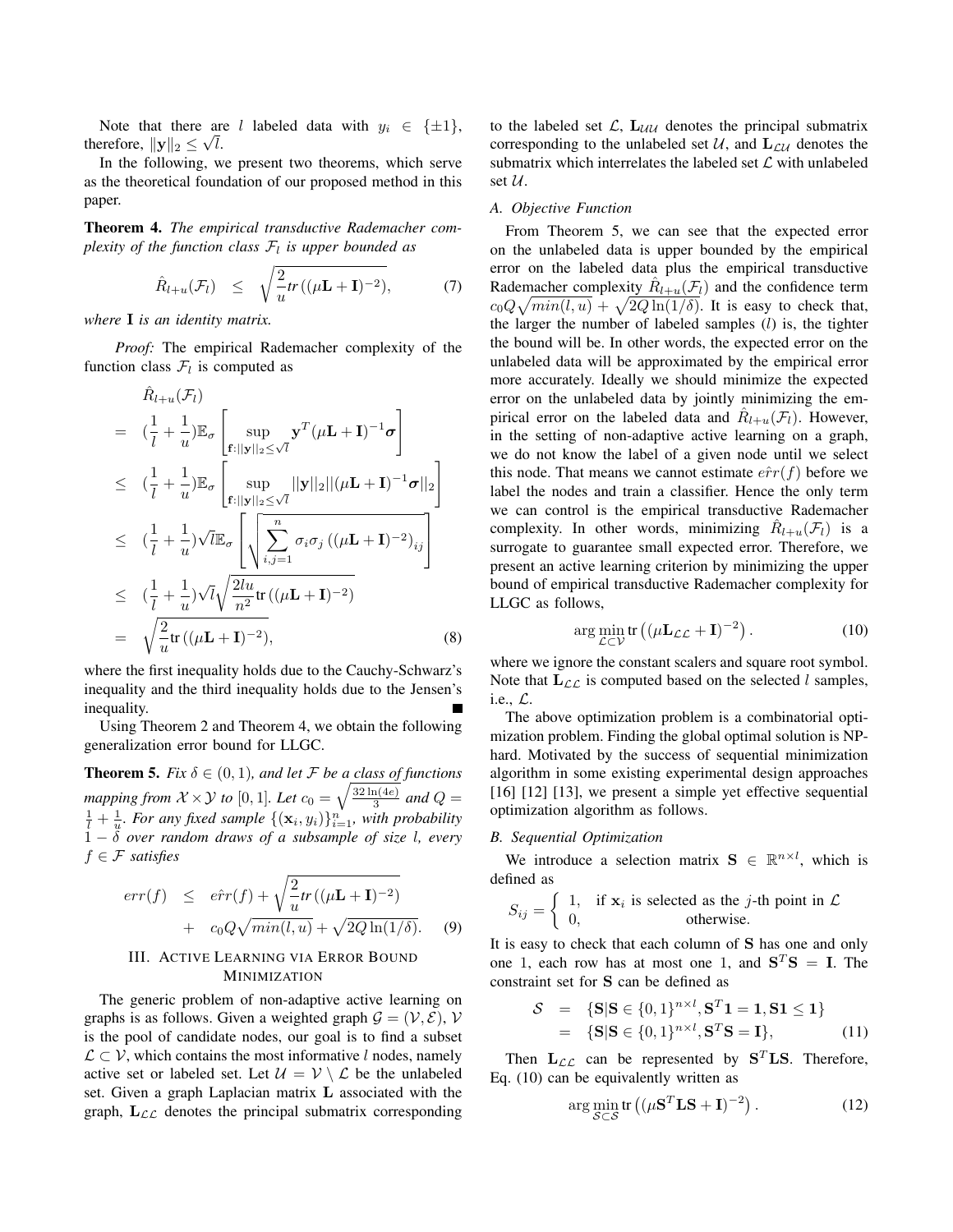Note that there are $l$ labeled data with $y_i \in \{\pm 1\}$, therefore, $\|\mathbf{y}\|_2 \leq \sqrt{l}$.

In the following, we present two theorems, which serve as the theoretical foundation of our proposed method in this paper.

**Theorem 4.** *The empirical transductive Rademacher complexity of the function class $\mathcal{F}_l$ is upper bounded as*

$$\hat{R}_{l+u}(\mathcal{F}_l) \quad \leq \quad \sqrt{\frac{2}{u} tr((\mu \mathbf{L} + \mathbf{I})^{-2})}, \tag{7}$$

*where $\mathbf{I}$ is an identity matrix.*

*Proof:* The empirical Rademacher complexity of the function class $\mathcal{F}_l$ is computed as

$$\begin{aligned}
&\hat{R}_{l+u}(\mathcal{F}_l) \\
&= \left(\frac{1}{l} + \frac{1}{u}\right)\mathbb{E}_\sigma \left[ \sup_{\mathbf{f}:||\mathbf{y}||_2 \leq \sqrt{l}} \mathbf{y}^T (\mu \mathbf{L} + \mathbf{I})^{-1} \boldsymbol{\sigma} \right] \\
&\leq \left(\frac{1}{l} + \frac{1}{u}\right)\mathbb{E}_\sigma \left[ \sup_{\mathbf{f}:||\mathbf{y}||_2 \leq \sqrt{l}} ||\mathbf{y}||_2 ||(\mu \mathbf{L} + \mathbf{I})^{-1} \boldsymbol{\sigma}||_2 \right] \\
&\leq \left(\frac{1}{l} + \frac{1}{u}\right)\sqrt{l}\,\mathbb{E}_\sigma \left[ \sqrt{\sum_{i,j=1}^{n} \sigma_i \sigma_j \left((\mu \mathbf{L} + \mathbf{I})^{-2}\right)_{ij}} \right] \\
&\leq \left(\frac{1}{l} + \frac{1}{u}\right)\sqrt{l} \sqrt{\frac{2lu}{n^2} \text{tr}\left((\mu \mathbf{L} + \mathbf{I})^{-2}\right)} \\
&= \sqrt{\frac{2}{u} \text{tr}\left((\mu \mathbf{L} + \mathbf{I})^{-2}\right)},
\end{aligned} \tag{8}$$

where the first inequality holds due to the Cauchy-Schwarz's inequality and the third inequality holds due to the Jensen's inequality. ■

Using Theorem 2 and Theorem 4, we obtain the following generalization error bound for LLGC.

**Theorem 5.** *Fix $\delta \in (0, 1)$, and let $\mathcal{F}$ be a class of functions mapping from $\mathcal{X} \times \mathcal{Y}$ to $[0, 1]$. Let $c_0 = \sqrt{\frac{32 \ln(4e)}{3}}$ and $Q = \frac{1}{l} + \frac{1}{u}$. For any fixed sample $\{(\mathbf{x}_i, y_i)\}_{i=1}^n$, with probability $1 - \delta$ over random draws of a subsample of size $l$, every $f \in \mathcal{F}$ satisfies*

$$\begin{aligned}
err(f) \quad &\leq \quad e\hat{r}r(f) + \sqrt{\frac{2}{u} tr((\mu \mathbf{L} + \mathbf{I})^{-2})} \\
&+ \quad c_0 Q \sqrt{min(l, u)} + \sqrt{2Q \ln(1/\delta)}.
\end{aligned} \tag{9}$$

## III. Active Learning via Error Bound Minimization

The generic problem of non-adaptive active learning on graphs is as follows. Given a weighted graph $\mathcal{G} = (\mathcal{V}, \mathcal{E})$, $\mathcal{V}$ is the pool of candidate nodes, our goal is to find a subset $\mathcal{L} \subset \mathcal{V}$, which contains the most informative $l$ nodes, namely active set or labeled set. Let $\mathcal{U} = \mathcal{V} \setminus \mathcal{L}$ be the unlabeled set. Given a graph Laplacian matrix $\mathbf{L}$ associated with the graph, $\mathbf{L}_{\mathcal{LL}}$ denotes the principal submatrix corresponding to the labeled set $\mathcal{L}$, $\mathbf{L}_{\mathcal{UU}}$ denotes the principal submatrix corresponding to the unlabeled set $\mathcal{U}$, and $\mathbf{L}_{\mathcal{LU}}$ denotes the submatrix which interrelates the labeled set $\mathcal{L}$ with unlabeled set $\mathcal{U}$.

### A. Objective Function

From Theorem 5, we can see that the expected error on the unlabeled data is upper bounded by the empirical error on the labeled data plus the empirical transductive Rademacher complexity $\hat{R}_{l+u}(\mathcal{F}_l)$ and the confidence term $c_0 Q \sqrt{min(l, u)} + \sqrt{2Q \ln(1/\delta)}$. It is easy to check that, the larger the number of labeled samples ($l$) is, the tighter the bound will be. In other words, the expected error on the unlabeled data will be approximated by the empirical error more accurately. Ideally we should minimize the expected error on the unlabeled data by jointly minimizing the empirical error on the labeled data and $\hat{R}_{l+u}(\mathcal{F}_l)$. However, in the setting of non-adaptive active learning on a graph, we do not know the label of a given node until we select this node. That means we cannot estimate $e\hat{r}r(f)$ before we label the nodes and train a classifier. Hence the only term we can control is the empirical transductive Rademacher complexity. In other words, minimizing $\hat{R}_{l+u}(\mathcal{F}_l)$ is a surrogate to guarantee small expected error. Therefore, we present an active learning criterion by minimizing the upper bound of empirical transductive Rademacher complexity for LLGC as follows,

$$\arg\min_{\mathcal{L} \subset \mathcal{V}} \text{tr}\left((\mu \mathbf{L}_{\mathcal{LL}} + \mathbf{I})^{-2}\right). \tag{10}$$

where we ignore the constant scalers and square root symbol. Note that $\mathbf{L}_{\mathcal{LL}}$ is computed based on the selected $l$ samples, i.e., $\mathcal{L}$.

The above optimization problem is a combinatorial optimization problem. Finding the global optimal solution is NP-hard. Motivated by the success of sequential minimization algorithm in some existing experimental design approaches [16] [12] [13], we present a simple yet effective sequential optimization algorithm as follows.

### B. Sequential Optimization

We introduce a selection matrix $\mathbf{S} \in \mathbb{R}^{n \times l}$, which is defined as

$$S_{ij} = \begin{cases} 1, & \text{if } \mathbf{x}_i \text{ is selected as the } j\text{-th point in } \mathcal{L} \\ 0, & \text{otherwise.} \end{cases}$$

It is easy to check that each column of $\mathbf{S}$ has one and only one 1, each row has at most one 1, and $\mathbf{S}^T\mathbf{S} = \mathbf{I}$. The constraint set for $\mathbf{S}$ can be defined as

$$\begin{aligned}
\mathcal{S} \quad &= \quad \{\mathbf{S} | \mathbf{S} \in \{0, 1\}^{n \times l}, \mathbf{S}^T\mathbf{1} = \mathbf{1}, \mathbf{S}\mathbf{1} \leq \mathbf{1}\} \\
&= \quad \{\mathbf{S} | \mathbf{S} \in \{0, 1\}^{n \times l}, \mathbf{S}^T\mathbf{S} = \mathbf{I}\},
\end{aligned} \tag{11}$$

Then $\mathbf{L}_{\mathcal{LL}}$ can be represented by $\mathbf{S}^T\mathbf{L}\mathbf{S}$. Therefore, Eq. (10) can be equivalently written as

$$\arg\min_{\mathcal{S} \subset \mathcal{S}} \text{tr}\left((\mu \mathbf{S}^T\mathbf{L}\mathbf{S} + \mathbf{I})^{-2}\right). \tag{12}$$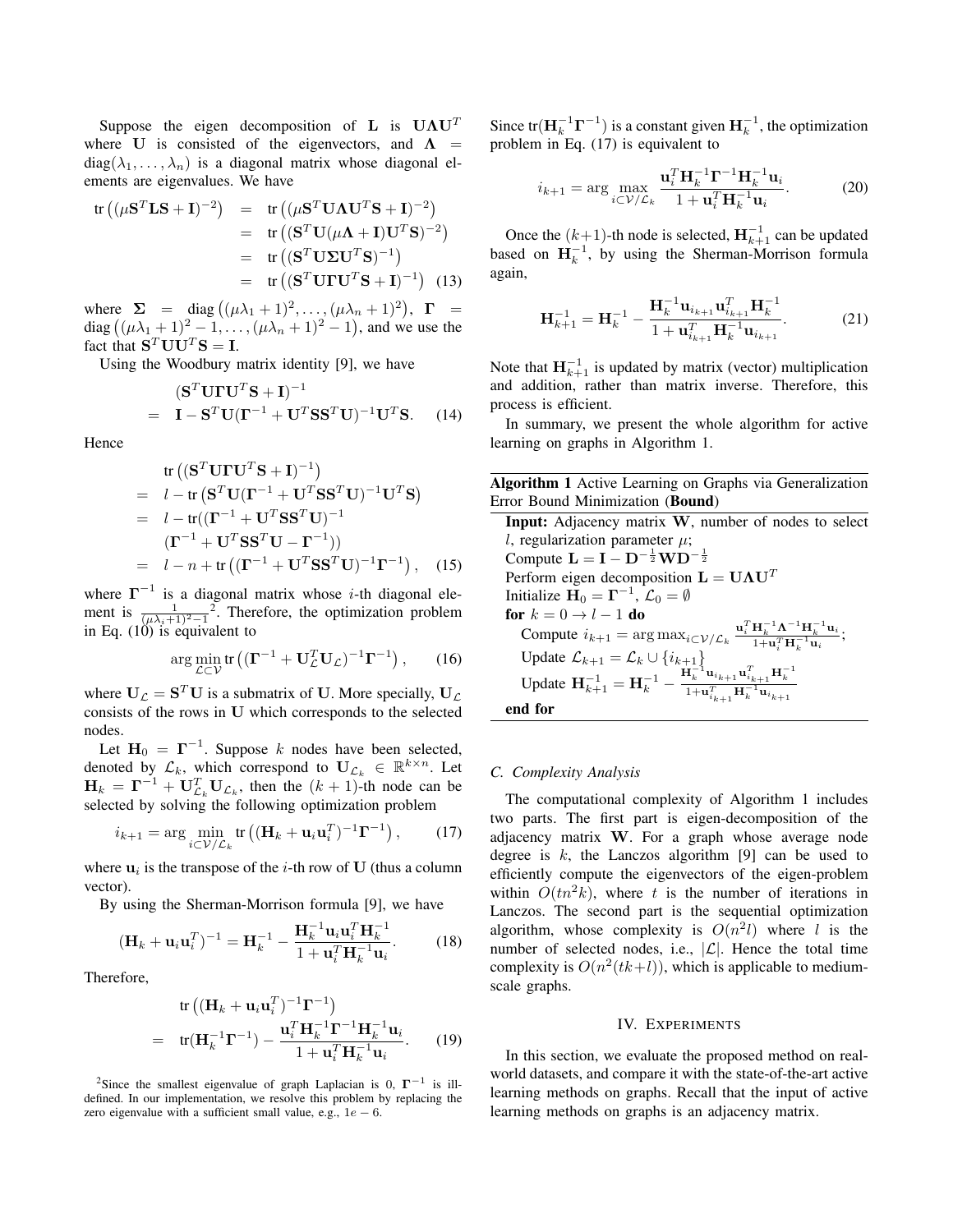Suppose the eigen decomposition of $\mathbf{L}$ is $\mathbf{U}\mathbf{\Lambda}\mathbf{U}^T$ where $\mathbf{U}$ is consisted of the eigenvectors, and $\mathbf{\Lambda} = \text{diag}(\lambda_1, \ldots, \lambda_n)$ is a diagonal matrix whose diagonal elements are eigenvalues. We have

$$
\begin{aligned}
\text{tr}\left((\mu\mathbf{S}^T\mathbf{L}\mathbf{S} + \mathbf{I})^{-2}\right) &= \text{tr}\left((\mu\mathbf{S}^T\mathbf{U}\mathbf{\Lambda}\mathbf{U}^T\mathbf{S} + \mathbf{I})^{-2}\right) \\
&= \text{tr}\left((\mathbf{S}^T\mathbf{U}(\mu\mathbf{\Lambda} + \mathbf{I})\mathbf{U}^T\mathbf{S})^{-2}\right) \\
&= \text{tr}\left((\mathbf{S}^T\mathbf{U}\mathbf{\Sigma}\mathbf{U}^T\mathbf{S})^{-1}\right) \\
&= \text{tr}\left((\mathbf{S}^T\mathbf{U}\mathbf{\Gamma}\mathbf{U}^T\mathbf{S} + \mathbf{I})^{-1}\right) \quad (13)
\end{aligned}
$$

where $\mathbf{\Sigma} = \text{diag}\left((\mu\lambda_1 + 1)^2, \ldots, (\mu\lambda_n + 1)^2\right)$, $\mathbf{\Gamma} = \text{diag}\left((\mu\lambda_1 + 1)^2 - 1, \ldots, (\mu\lambda_n + 1)^2 - 1\right)$, and we use the fact that $\mathbf{S}^T\mathbf{U}\mathbf{U}^T\mathbf{S} = \mathbf{I}$.

Using the Woodbury matrix identity [9], we have

$$
\begin{aligned}
& (\mathbf{S}^T\mathbf{U}\mathbf{\Gamma}\mathbf{U}^T\mathbf{S} + \mathbf{I})^{-1} \\
=\ & \mathbf{I} - \mathbf{S}^T\mathbf{U}(\mathbf{\Gamma}^{-1} + \mathbf{U}^T\mathbf{S}\mathbf{S}^T\mathbf{U})^{-1}\mathbf{U}^T\mathbf{S}. \quad (14)
\end{aligned}
$$

Hence

$$
\begin{aligned}
& \text{tr}\left((\mathbf{S}^T\mathbf{U}\mathbf{\Gamma}\mathbf{U}^T\mathbf{S} + \mathbf{I})^{-1}\right) \\
=\ & l - \text{tr}\left(\mathbf{S}^T\mathbf{U}(\mathbf{\Gamma}^{-1} + \mathbf{U}^T\mathbf{S}\mathbf{S}^T\mathbf{U})^{-1}\mathbf{U}^T\mathbf{S}\right) \\
=\ & l - \text{tr}((\mathbf{\Gamma}^{-1} + \mathbf{U}^T\mathbf{S}\mathbf{S}^T\mathbf{U})^{-1} \\
& (\mathbf{\Gamma}^{-1} + \mathbf{U}^T\mathbf{S}\mathbf{S}^T\mathbf{U} - \mathbf{\Gamma}^{-1})) \\
=\ & l - n + \text{tr}\left((\mathbf{\Gamma}^{-1} + \mathbf{U}^T\mathbf{S}\mathbf{S}^T\mathbf{U})^{-1}\mathbf{\Gamma}^{-1}\right), \quad (15)
\end{aligned}
$$

where $\mathbf{\Gamma}^{-1}$ is a diagonal matrix whose $i$-th diagonal element is $\frac{1}{(\mu\lambda_i+1)^2-1}$ [2]. Therefore, the optimization problem in Eq. (10) is equivalent to

$$
\arg\min_{\mathcal{L}\subset\mathcal{V}} \text{tr}\left((\mathbf{\Gamma}^{-1} + \mathbf{U}_{\mathcal{L}}^T\mathbf{U}_{\mathcal{L}})^{-1}\mathbf{\Gamma}^{-1}\right), \quad (16)
$$

where $\mathbf{U}_{\mathcal{L}} = \mathbf{S}^T\mathbf{U}$ is a submatrix of $\mathbf{U}$. More specially, $\mathbf{U}_{\mathcal{L}}$ consists of the rows in $\mathbf{U}$ which corresponds to the selected nodes.

Let $\mathbf{H}_0 = \mathbf{\Gamma}^{-1}$. Suppose $k$ nodes have been selected, denoted by $\mathcal{L}_k$, which correspond to $\mathbf{U}_{\mathcal{L}_k} \in \mathbb{R}^{k\times n}$. Let $\mathbf{H}_k = \mathbf{\Gamma}^{-1} + \mathbf{U}_{\mathcal{L}_k}^T\mathbf{U}_{\mathcal{L}_k}$, then the $(k+1)$-th node can be selected by solving the following optimization problem

$$
i_{k+1} = \arg\min_{i\subset\mathcal{V}/\mathcal{L}_k} \text{tr}\left((\mathbf{H}_k + \mathbf{u}_i\mathbf{u}_i^T)^{-1}\mathbf{\Gamma}^{-1}\right), \quad (17)
$$

where $\mathbf{u}_i$ is the transpose of the $i$-th row of $\mathbf{U}$ (thus a column vector).

By using the Sherman-Morrison formula [9], we have

$$
(\mathbf{H}_k + \mathbf{u}_i\mathbf{u}_i^T)^{-1} = \mathbf{H}_k^{-1} - \frac{\mathbf{H}_k^{-1}\mathbf{u}_i\mathbf{u}_i^T\mathbf{H}_k^{-1}}{1 + \mathbf{u}_i^T\mathbf{H}_k^{-1}\mathbf{u}_i}. \quad (18)
$$

Therefore,

$$
\begin{aligned}
& \text{tr}\left((\mathbf{H}_k + \mathbf{u}_i\mathbf{u}_i^T)^{-1}\mathbf{\Gamma}^{-1}\right) \\
=\ & \text{tr}(\mathbf{H}_k^{-1}\mathbf{\Gamma}^{-1}) - \frac{\mathbf{u}_i^T\mathbf{H}_k^{-1}\mathbf{\Gamma}^{-1}\mathbf{H}_k^{-1}\mathbf{u}_i}{1 + \mathbf{u}_i^T\mathbf{H}_k^{-1}\mathbf{u}_i}. \quad (19)
\end{aligned}
$$

[2] Since the smallest eigenvalue of graph Laplacian is 0, $\mathbf{\Gamma}^{-1}$ is ill-defined. In our implementation, we resolve this problem by replacing the zero eigenvalue with a sufficient small value, e.g., $1e-6$.

Since $\text{tr}(\mathbf{H}_k^{-1}\mathbf{\Gamma}^{-1})$ is a constant given $\mathbf{H}_k^{-1}$, the optimization problem in Eq. (17) is equivalent to

$$
i_{k+1} = \arg\max_{i\subset\mathcal{V}/\mathcal{L}_k} \frac{\mathbf{u}_i^T\mathbf{H}_k^{-1}\mathbf{\Gamma}^{-1}\mathbf{H}_k^{-1}\mathbf{u}_i}{1 + \mathbf{u}_i^T\mathbf{H}_k^{-1}\mathbf{u}_i}. \quad (20)
$$

Once the $(k+1)$-th node is selected, $\mathbf{H}_{k+1}^{-1}$ can be updated based on $\mathbf{H}_k^{-1}$, by using the Sherman-Morrison formula again,

$$
\mathbf{H}_{k+1}^{-1} = \mathbf{H}_k^{-1} - \frac{\mathbf{H}_k^{-1}\mathbf{u}_{i_{k+1}}\mathbf{u}_{i_{k+1}}^T\mathbf{H}_k^{-1}}{1 + \mathbf{u}_{i_{k+1}}^T\mathbf{H}_k^{-1}\mathbf{u}_{i_{k+1}}}. \quad (21)
$$

Note that $\mathbf{H}_{k+1}^{-1}$ is updated by matrix (vector) multiplication and addition, rather than matrix inverse. Therefore, this process is efficient.

In summary, we present the whole algorithm for active learning on graphs in Algorithm 1.

**Algorithm 1** Active Learning on Graphs via Generalization Error Bound Minimization (**Bound**)

**Input:** Adjacency matrix $\mathbf{W}$, number of nodes to select $l$, regularization parameter $\mu$;
Compute $\mathbf{L} = \mathbf{I} - \mathbf{D}^{-\frac{1}{2}}\mathbf{W}\mathbf{D}^{-\frac{1}{2}}$
Perform eigen decomposition $\mathbf{L} = \mathbf{U}\mathbf{\Lambda}\mathbf{U}^T$
Initialize $\mathbf{H}_0 = \mathbf{\Gamma}^{-1}$, $\mathcal{L}_0 = \emptyset$
**for** $k = 0 \to l-1$ **do**
  Compute $i_{k+1} = \arg\max_{i\subset\mathcal{V}/\mathcal{L}_k} \frac{\mathbf{u}_i^T\mathbf{H}_k^{-1}\mathbf{\Lambda}^{-1}\mathbf{H}_k^{-1}\mathbf{u}_i}{1+\mathbf{u}_i^T\mathbf{H}_k^{-1}\mathbf{u}_i}$;
  Update $\mathcal{L}_{k+1} = \mathcal{L}_k \cup \{i_{k+1}\}$
  Update $\mathbf{H}_{k+1}^{-1} = \mathbf{H}_k^{-1} - \frac{\mathbf{H}_k^{-1}\mathbf{u}_{i_{k+1}}\mathbf{u}_{i_{k+1}}^T\mathbf{H}_k^{-1}}{1+\mathbf{u}_{i_{k+1}}^T\mathbf{H}_k^{-1}\mathbf{u}_{i_{k+1}}}$
**end for**

### C. Complexity Analysis

The computational complexity of Algorithm 1 includes two parts. The first part is eigen-decomposition of the adjacency matrix $\mathbf{W}$. For a graph whose average node degree is $k$, the Lanczos algorithm [9] can be used to efficiently compute the eigenvectors of the eigen-problem within $O(tn^2k)$, where $t$ is the number of iterations in Lanczos. The second part is the sequential optimization algorithm, whose complexity is $O(n^2l)$ where $l$ is the number of selected nodes, i.e., $|\mathcal{L}|$. Hence the total time complexity is $O(n^2(tk+l))$, which is applicable to medium-scale graphs.

## IV. Experiments

In this section, we evaluate the proposed method on real-world datasets, and compare it with the state-of-the-art active learning methods on graphs. Recall that the input of active learning methods on graphs is an adjacency matrix.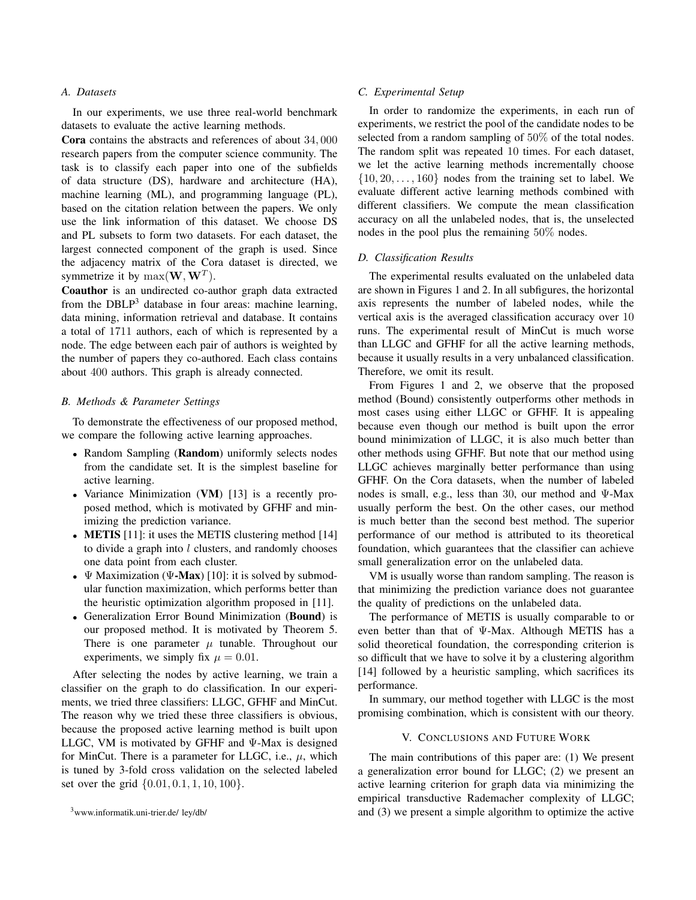### A. Datasets

In our experiments, we use three real-world benchmark datasets to evaluate the active learning methods.

**Cora** contains the abstracts and references of about $34,000$ research papers from the computer science community. The task is to classify each paper into one of the subfields of data structure (DS), hardware and architecture (HA), machine learning (ML), and programming language (PL), based on the citation relation between the papers. We only use the link information of this dataset. We choose DS and PL subsets to form two datasets. For each dataset, the largest connected component of the graph is used. Since the adjacency matrix of the Cora dataset is directed, we symmetrize it by $\max(\mathbf{W}, \mathbf{W}^T)$.

**Coauthor** is an undirected co-author graph data extracted from the DBLP[3] database in four areas: machine learning, data mining, information retrieval and database. It contains a total of $1711$ authors, each of which is represented by a node. The edge between each pair of authors is weighted by the number of papers they co-authored. Each class contains about $400$ authors. This graph is already connected.

### B. Methods & Parameter Settings

To demonstrate the effectiveness of our proposed method, we compare the following active learning approaches.

- Random Sampling (**Random**) uniformly selects nodes from the candidate set. It is the simplest baseline for active learning.
- Variance Minimization (**VM**) [13] is a recently proposed method, which is motivated by GFHF and minimizing the prediction variance.
- **METIS** [11]: it uses the METIS clustering method [14] to divide a graph into $l$ clusters, and randomly chooses one data point from each cluster.
- $\Psi$ Maximization (**$\Psi$-Max**) [10]: it is solved by submodular function maximization, which performs better than the heuristic optimization algorithm proposed in [11].
- Generalization Error Bound Minimization (**Bound**) is our proposed method. It is motivated by Theorem 5. There is one parameter $\mu$ tunable. Throughout our experiments, we simply fix $\mu = 0.01$.

After selecting the nodes by active learning, we train a classifier on the graph to do classification. In our experiments, we tried three classifiers: LLGC, GFHF and MinCut. The reason why we tried these three classifiers is obvious, because the proposed active learning method is built upon LLGC, VM is motivated by GFHF and $\Psi$-Max is designed for MinCut. There is a parameter for LLGC, i.e., $\mu$, which is tuned by 3-fold cross validation on the selected labeled set over the grid $\{0.01, 0.1, 1, 10, 100\}$.

[3] www.informatik.uni-trier.de/ ley/db/

### C. Experimental Setup

In order to randomize the experiments, in each run of experiments, we restrict the pool of the candidate nodes to be selected from a random sampling of $50\%$ of the total nodes. The random split was repeated $10$ times. For each dataset, we let the active learning methods incrementally choose $\{10, 20, \ldots, 160\}$ nodes from the training set to label. We evaluate different active learning methods combined with different classifiers. We compute the mean classification accuracy on all the unlabeled nodes, that is, the unselected nodes in the pool plus the remaining $50\%$ nodes.

### D. Classification Results

The experimental results evaluated on the unlabeled data are shown in Figures 1 and 2. In all subfigures, the horizontal axis represents the number of labeled nodes, while the vertical axis is the averaged classification accuracy over $10$ runs. The experimental result of MinCut is much worse than LLGC and GFHF for all the active learning methods, because it usually results in a very unbalanced classification. Therefore, we omit its result.

From Figures 1 and 2, we observe that the proposed method (Bound) consistently outperforms other methods in most cases using either LLGC or GFHF. It is appealing because even though our method is built upon the error bound minimization of LLGC, it is also much better than other methods using GFHF. But note that our method using LLGC achieves marginally better performance than using GFHF. On the Cora datasets, when the number of labeled nodes is small, e.g., less than $30$, our method and $\Psi$-Max usually perform the best. On the other cases, our method is much better than the second best method. The superior performance of our method is attributed to its theoretical foundation, which guarantees that the classifier can achieve small generalization error on the unlabeled data.

VM is usually worse than random sampling. The reason is that minimizing the prediction variance does not guarantee the quality of predictions on the unlabeled data.

The performance of METIS is usually comparable to or even better than that of $\Psi$-Max. Although METIS has a solid theoretical foundation, the corresponding criterion is so difficult that we have to solve it by a clustering algorithm [14] followed by a heuristic sampling, which sacrifices its performance.

In summary, our method together with LLGC is the most promising combination, which is consistent with our theory.

## V. Conclusions and Future Work

The main contributions of this paper are: (1) We present a generalization error bound for LLGC; (2) we present an active learning criterion for graph data via minimizing the empirical transductive Rademacher complexity of LLGC; and (3) we present a simple algorithm to optimize the active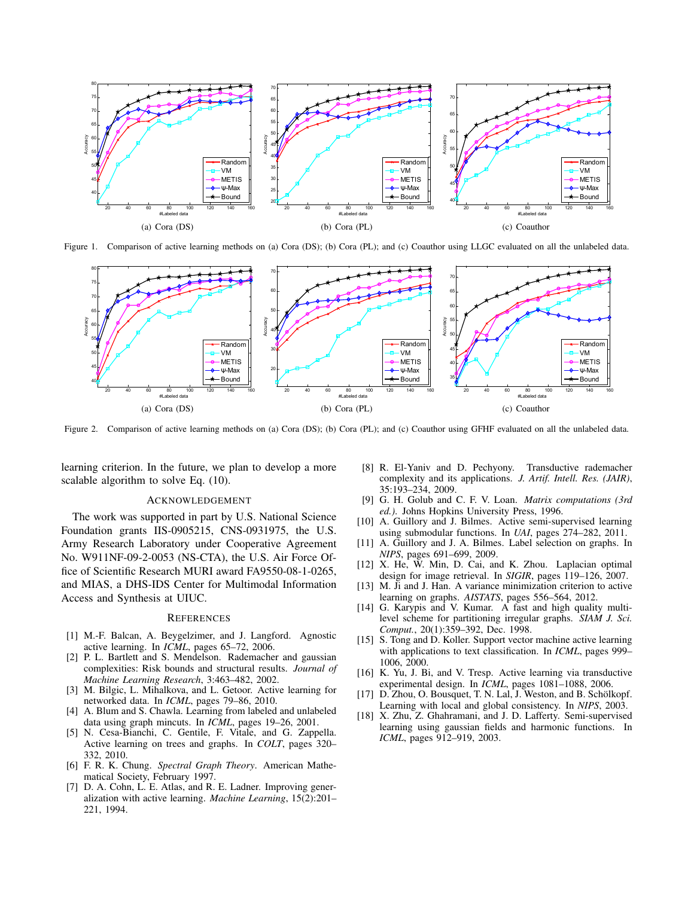Accuracy

#Labeled data

Random
VM
METIS
Ψ-Max
Bound

(a) Cora (DS)

(b) Cora (PL)

(c) Coauthor

Figure 1. Comparison of active learning methods on (a) Cora (DS); (b) Cora (PL); and (c) Coauthor using LLGC evaluated on all the unlabeled data.

Accuracy

#Labeled data

Random
VM
METIS
Ψ-Max
Bound

(a) Cora (DS)

(b) Cora (PL)

(c) Coauthor

Figure 2. Comparison of active learning methods on (a) Cora (DS); (b) Cora (PL); and (c) Coauthor using GFHF evaluated on all the unlabeled data.

learning criterion. In the future, we plan to develop a more scalable algorithm to solve Eq. (10).

## Acknowledgement

The work was supported in part by U.S. National Science Foundation grants IIS-0905215, CNS-0931975, the U.S. Army Research Laboratory under Cooperative Agreement No. W911NF-09-2-0053 (NS-CTA), the U.S. Air Force Office of Scientific Research MURI award FA9550-08-1-0265, and MIAS, a DHS-IDS Center for Multimodal Information Access and Synthesis at UIUC.

## References

[1] M.-F. Balcan, A. Beygelzimer, and J. Langford. Agnostic active learning. In *ICML*, pages 65–72, 2006.

[2] P. L. Bartlett and S. Mendelson. Rademacher and gaussian complexities: Risk bounds and structural results. *Journal of Machine Learning Research*, 3:463–482, 2002.

[3] M. Bilgic, L. Mihalkova, and L. Getoor. Active learning for networked data. In *ICML*, pages 79–86, 2010.

[4] A. Blum and S. Chawla. Learning from labeled and unlabeled data using graph mincuts. In *ICML*, pages 19–26, 2001.

[5] N. Cesa-Bianchi, C. Gentile, F. Vitale, and G. Zappella. Active learning on trees and graphs. In *COLT*, pages 320–332, 2010.

[6] F. R. K. Chung. *Spectral Graph Theory*. American Mathematical Society, February 1997.

[7] D. A. Cohn, L. E. Atlas, and R. E. Ladner. Improving generalization with active learning. *Machine Learning*, 15(2):201–221, 1994.

[8] R. El-Yaniv and D. Pechyony. Transductive rademacher complexity and its applications. *J. Artif. Intell. Res. (JAIR)*, 35:193–234, 2009.

[9] G. H. Golub and C. F. V. Loan. *Matrix computations (3rd ed.)*. Johns Hopkins University Press, 1996.

[10] A. Guillory and J. Bilmes. Active semi-supervised learning using submodular functions. In *UAI*, pages 274–282, 2011.

[11] A. Guillory and J. A. Bilmes. Label selection on graphs. In *NIPS*, pages 691–699, 2009.

[12] X. He, W. Min, D. Cai, and K. Zhou. Laplacian optimal design for image retrieval. In *SIGIR*, pages 119–126, 2007.

[13] M. Ji and J. Han. A variance minimization criterion to active learning on graphs. *AISTATS*, pages 556–564, 2012.

[14] G. Karypis and V. Kumar. A fast and high quality multilevel scheme for partitioning irregular graphs. *SIAM J. Sci. Comput.*, 20(1):359–392, Dec. 1998.

[15] S. Tong and D. Koller. Support vector machine active learning with applications to text classification. In *ICML*, pages 999–1006, 2000.

[16] K. Yu, J. Bi, and V. Tresp. Active learning via transductive experimental design. In *ICML*, pages 1081–1088, 2006.

[17] D. Zhou, O. Bousquet, T. N. Lal, J. Weston, and B. Schölkopf. Learning with local and global consistency. In *NIPS*, 2003.

[18] X. Zhu, Z. Ghahramani, and J. D. Lafferty. Semi-supervised learning using gaussian fields and harmonic functions. In *ICML*, pages 912–919, 2003.